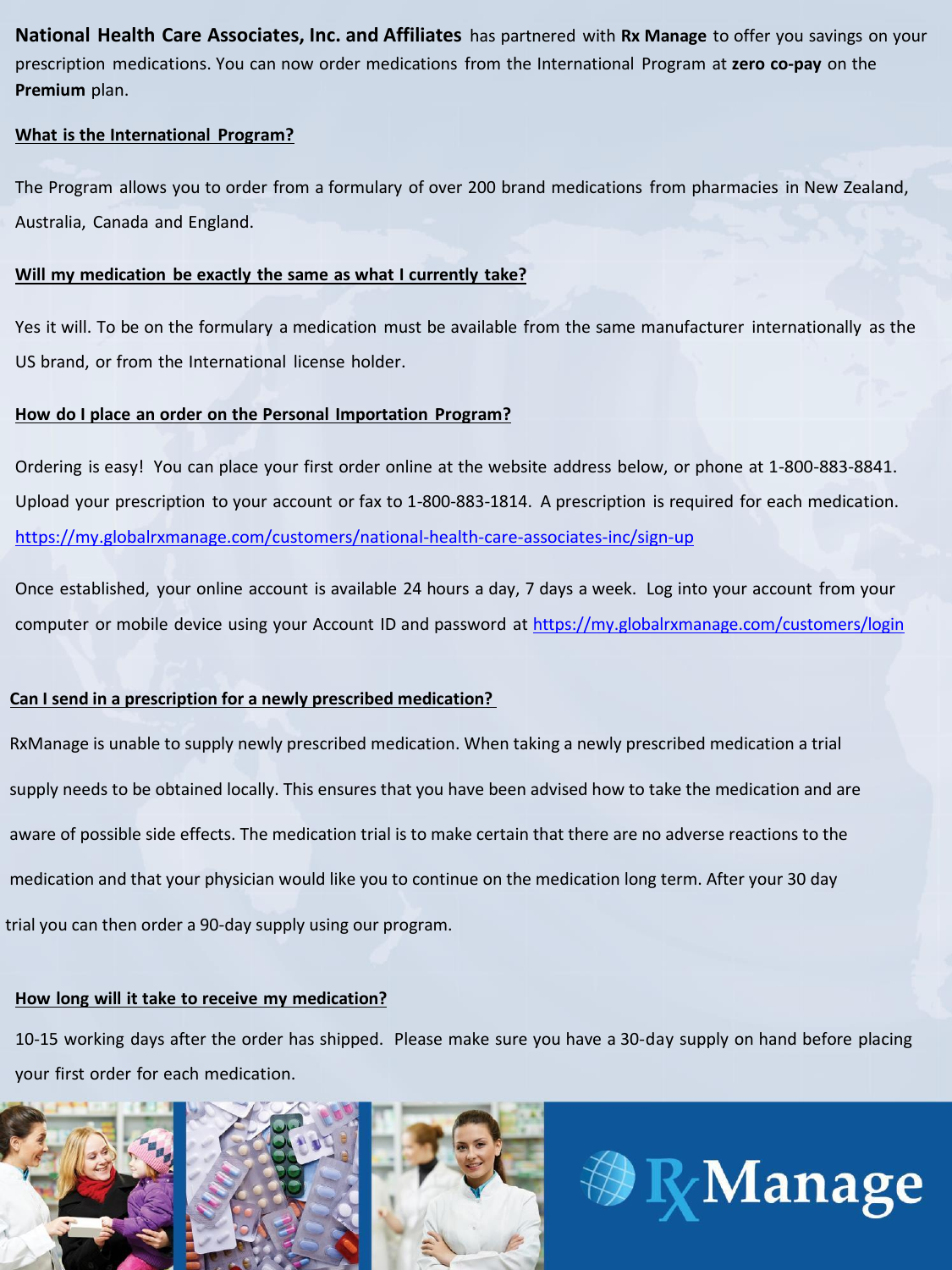**National Health Care Associates, Inc. and Affiliates** has partnered with **Rx Manage** to offer you savings on your prescription medications. You can now order medications from the International Program at **zero co-pay** on the **Premium** plan.

## What is the International Program?

The Program allows you to order from a formulary of over 200 brand medications from pharmacies in New Zealand, Australia, Canada and England.

## Will my medication be exactly the same as what I currently take?

Yes it will. To be on the formulary a medication must be available from the same manufacturer internationally as the US brand, or from the International license holder.

## How do I place an order on the Personal Importation Program?

Ordering is easy! You can place your first order online at the website address below, or phone at 1-800-883-8841. Upload your prescription to your account or fax to 1-800-883-1814. A prescription is required for each medication.

https://my.globalrxmanage.com/customers/national-health-care-associates-inc/sign-up

Once established, your online account is available 24 hours a day, 7 days a week. Log into your account from your computer or mobile device using your Account ID and password at https://my.globalrxmanage.com/customers/login

## Can I send in a prescription for a newly prescribed medication?

RxManage is unable to supply newly prescribed medication. When taking a newly prescribed medication a trial supply needs to be obtained locally. This ensures that you have been advised how to take the medication and are aware of possible side effects. The medication trial is to make certain that there are no adverse reactions to the medication and that your physician would like you to continue on the medication long term. After your 30 day trial you can then order a 90-day supply using our program.

## How long will it take to receive my medication?

10-15 working days after the order has shipped. Please make sure you have a 30-day supply on hand before placing your first order for each medication.

RxManage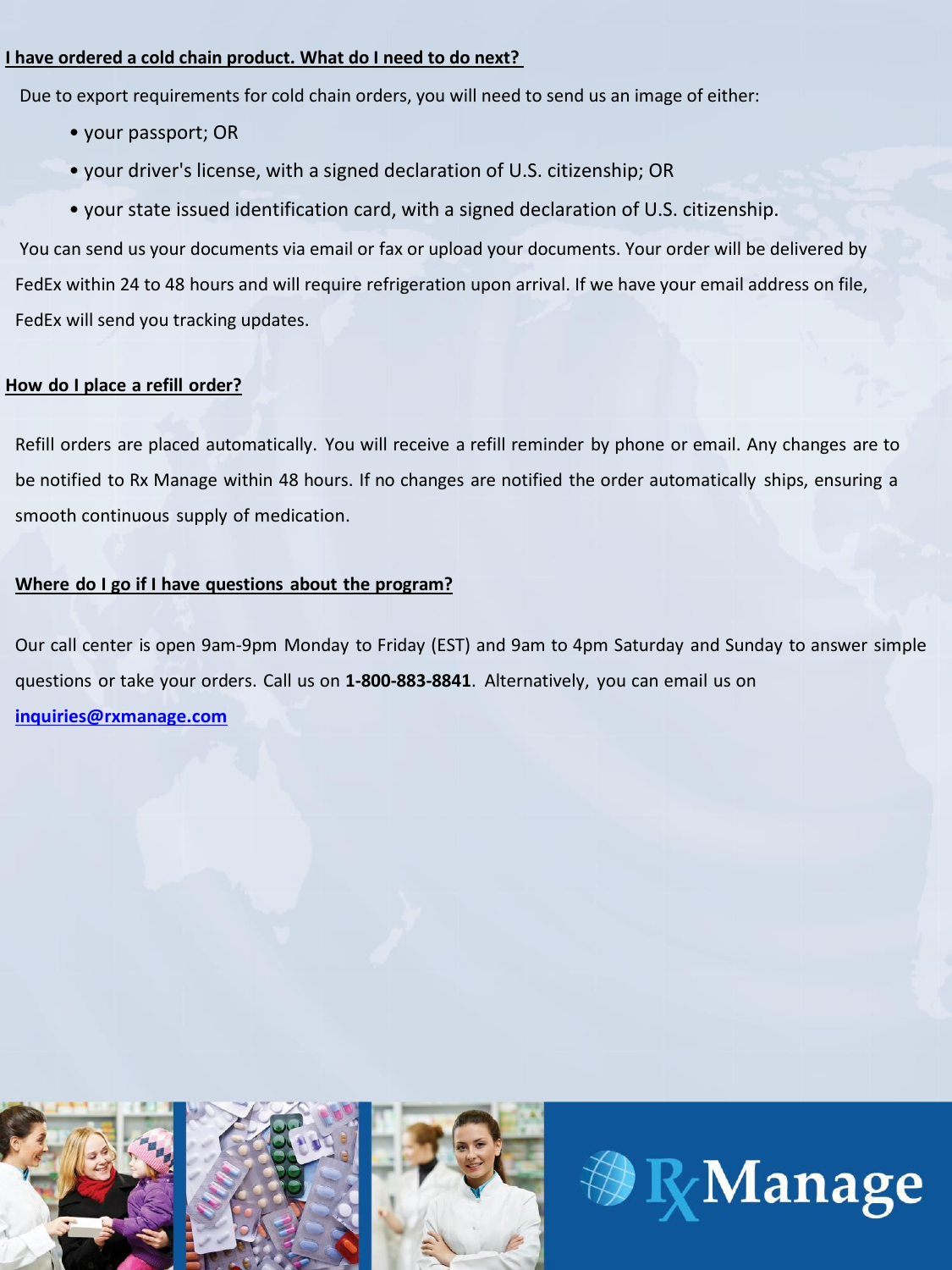**I have ordered a cold chain product. What do I need to do next?**

Due to export requirements for cold chain orders, you will need to send us an image of either:

- your passport; OR
- your driver's license, with a signed declaration of U.S. citizenship; OR
- your state issued identification card, with a signed declaration of U.S. citizenship.

You can send us your documents via email or fax or upload your documents. Your order will be delivered by FedEx within 24 to 48 hours and will require refrigeration upon arrival. If we have your email address on file, FedEx will send you tracking updates.

**How do I place a refill order?**

Refill orders are placed automatically. You will receive a refill reminder by phone or email. Any changes are to be notified to Rx Manage within 48 hours. If no changes are notified the order automatically ships, ensuring a smooth continuous supply of medication.

**Where do I go if I have questions about the program?**

Our call center is open 9am-9pm Monday to Friday (EST) and 9am to 4pm Saturday and Sunday to answer simple questions or take your orders. Call us on **1-800-883-8841**. Alternatively, you can email us on **inquiries@rxmanage.com**

RxManage